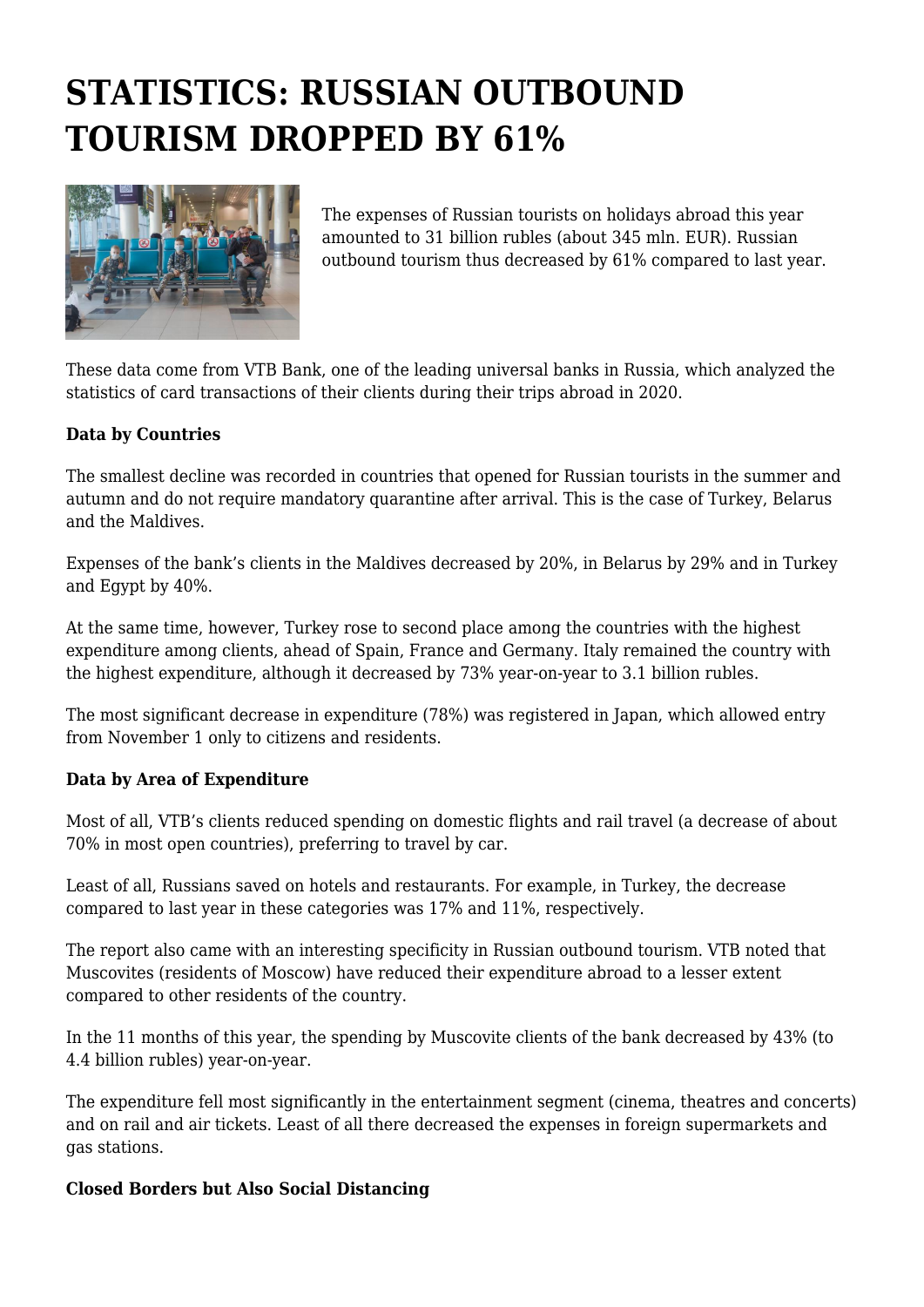# STATISTICS: RUSSIAN OUTBOUND TOURISM DROPPED BY 61%

The expenses of Russian tourists on holidays abroad this year amounted to 31 billion rubles (about 345 mln. EUR). Russian outbound tourism thus decreased by 61% compared to last year.

These data come from VTB Bank, one of the leading universal banks in Russia, which analyzed the statistics of card transactions of their clients during their trips abroad in 2020.

**Data by Countries**

The smallest decline was recorded in countries that opened for Russian tourists in the summer and autumn and do not require mandatory quarantine after arrival. This is the case of Turkey, Belarus and the Maldives.

Expenses of the bank's clients in the Maldives decreased by 20%, in Belarus by 29% and in Turkey and Egypt by 40%.

At the same time, however, Turkey rose to second place among the countries with the highest expenditure among clients, ahead of Spain, France and Germany. Italy remained the country with the highest expenditure, although it decreased by 73% year-on-year to 3.1 billion rubles.

The most significant decrease in expenditure (78%) was registered in Japan, which allowed entry from November 1 only to citizens and residents.

**Data by Area of Expenditure**

Most of all, VTB's clients reduced spending on domestic flights and rail travel (a decrease of about 70% in most open countries), preferring to travel by car.

Least of all, Russians saved on hotels and restaurants. For example, in Turkey, the decrease compared to last year in these categories was 17% and 11%, respectively.

The report also came with an interesting specificity in Russian outbound tourism. VTB noted that Muscovites (residents of Moscow) have reduced their expenditure abroad to a lesser extent compared to other residents of the country.

In the 11 months of this year, the spending by Muscovite clients of the bank decreased by 43% (to 4.4 billion rubles) year-on-year.

The expenditure fell most significantly in the entertainment segment (cinema, theatres and concerts) and on rail and air tickets. Least of all there decreased the expenses in foreign supermarkets and gas stations.

**Closed Borders but Also Social Distancing**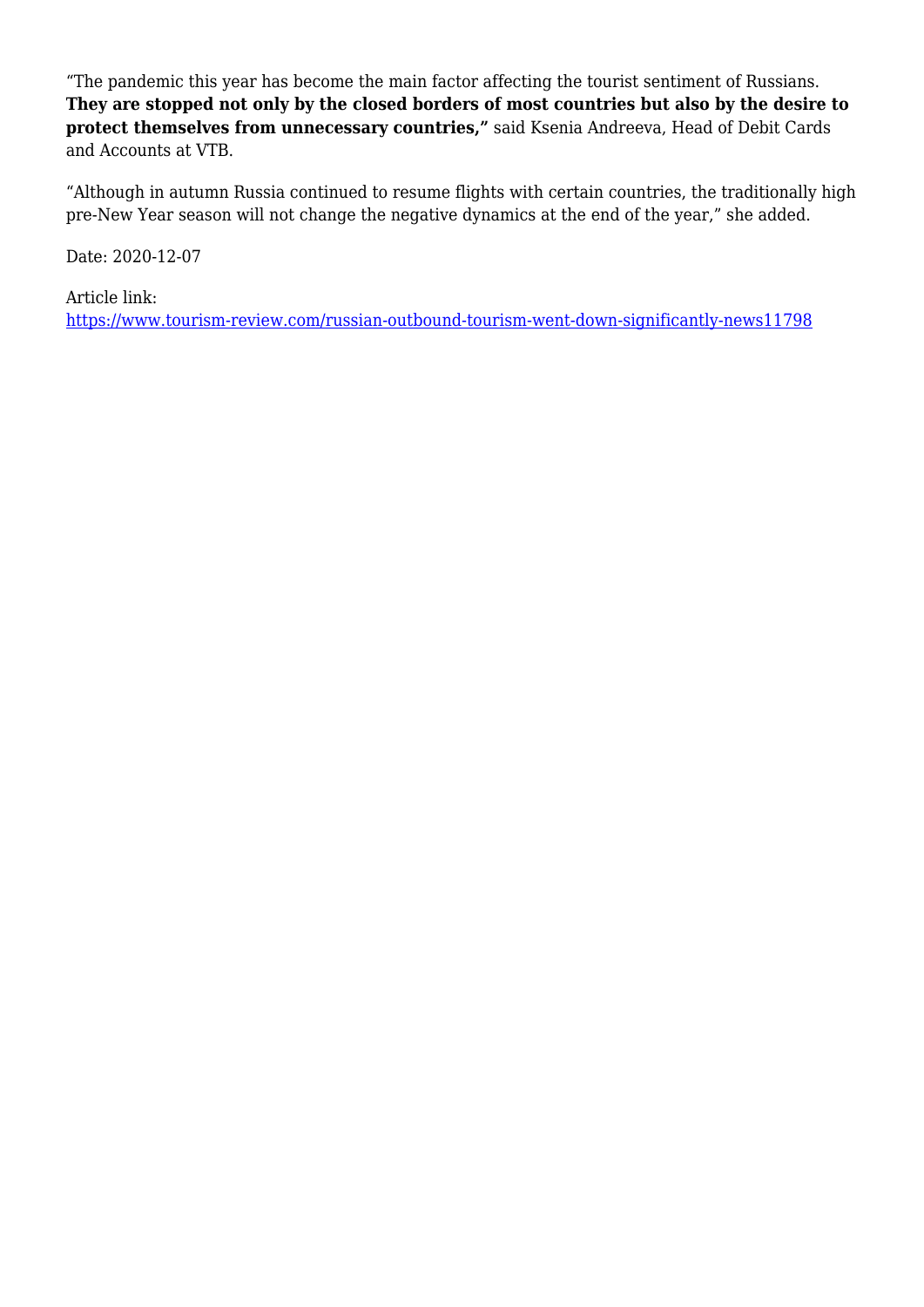“The pandemic this year has become the main factor affecting the tourist sentiment of Russians. **They are stopped not only by the closed borders of most countries but also by the desire to protect themselves from unnecessary countries,”** said Ksenia Andreeva, Head of Debit Cards and Accounts at VTB.

“Although in autumn Russia continued to resume flights with certain countries, the traditionally high pre-New Year season will not change the negative dynamics at the end of the year,” she added.

Date: 2020-12-07

Article link:
https://www.tourism-review.com/russian-outbound-tourism-went-down-significantly-news11798